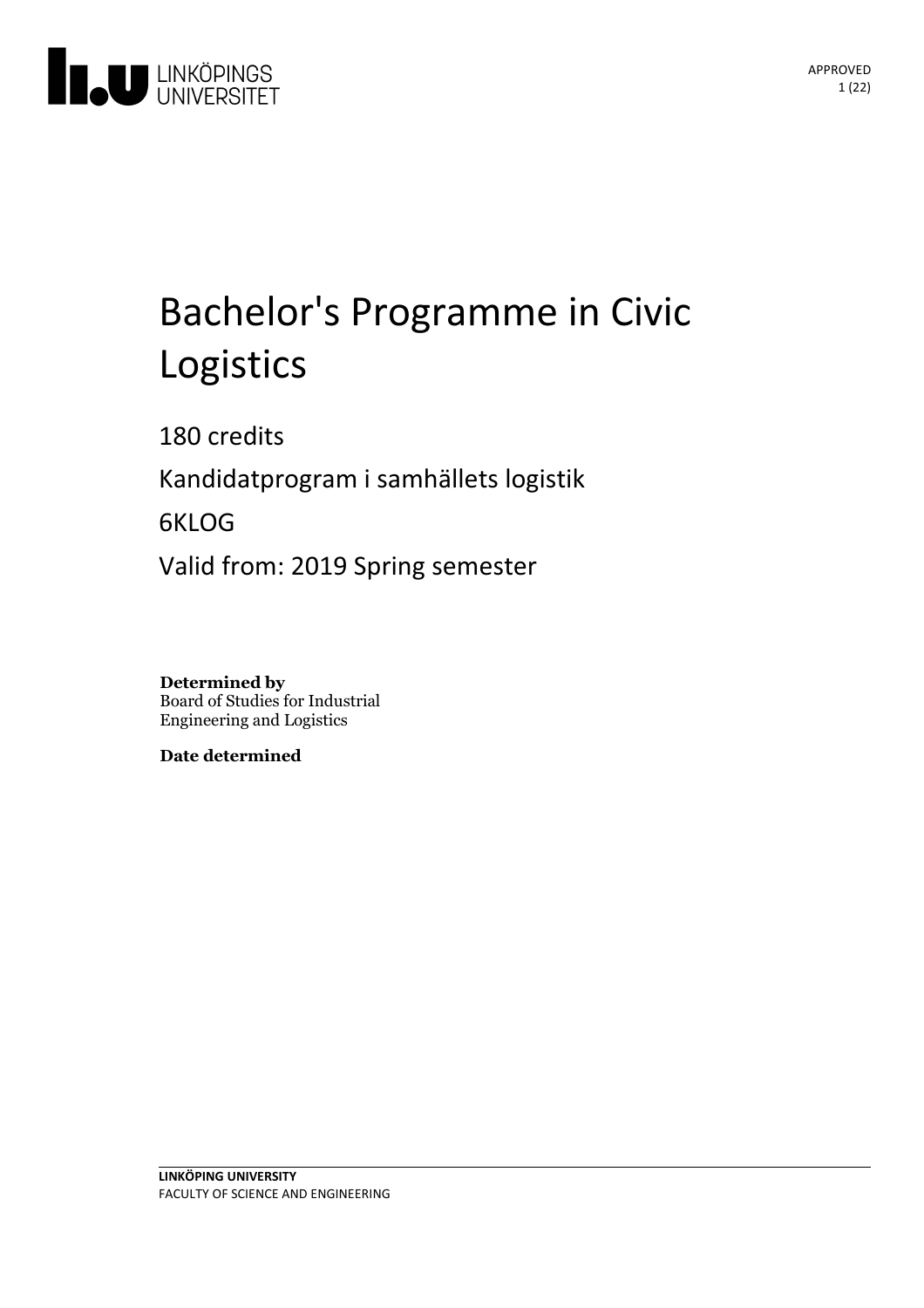# Bachelor's Programme in Civic Logistics

180 credits

Kandidatprogram i samhällets logistik

6KLOG

Valid from: 2019 Spring semester

**Determined by**
Board of Studies for Industrial Engineering and Logistics

**Date determined**

**LINKÖPING UNIVERSITY**
FACULTY OF SCIENCE AND ENGINEERING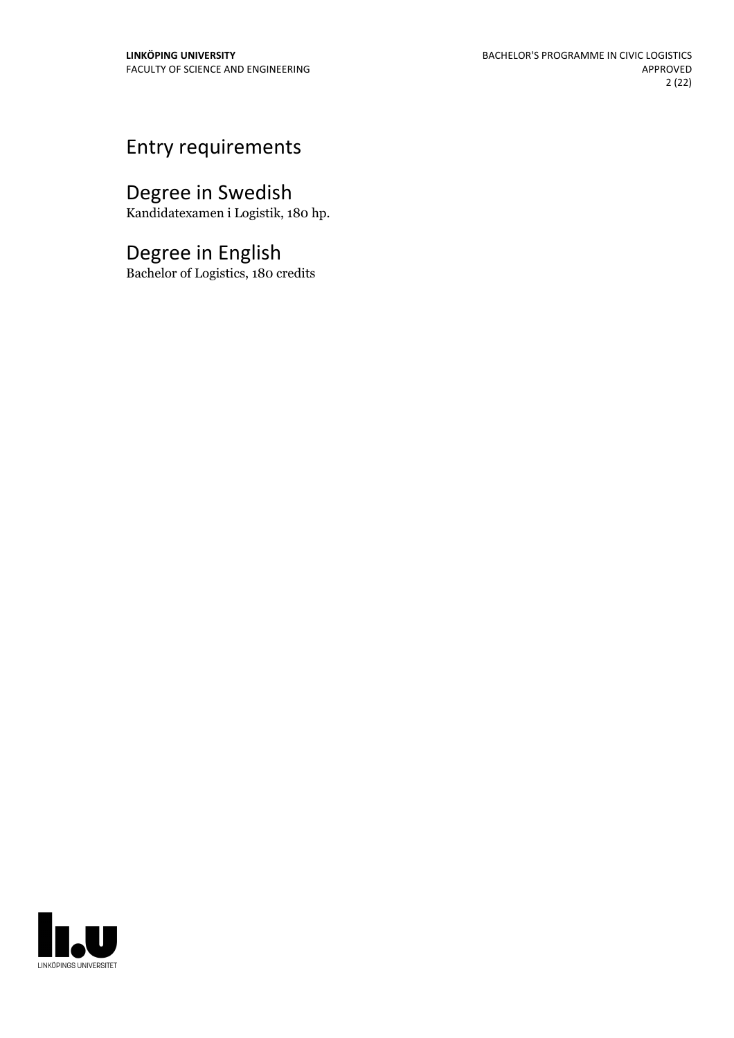## Entry requirements

## Degree in Swedish

Kandidatexamen i Logistik, 180 hp.

## Degree in English

Bachelor of Logistics, 180 credits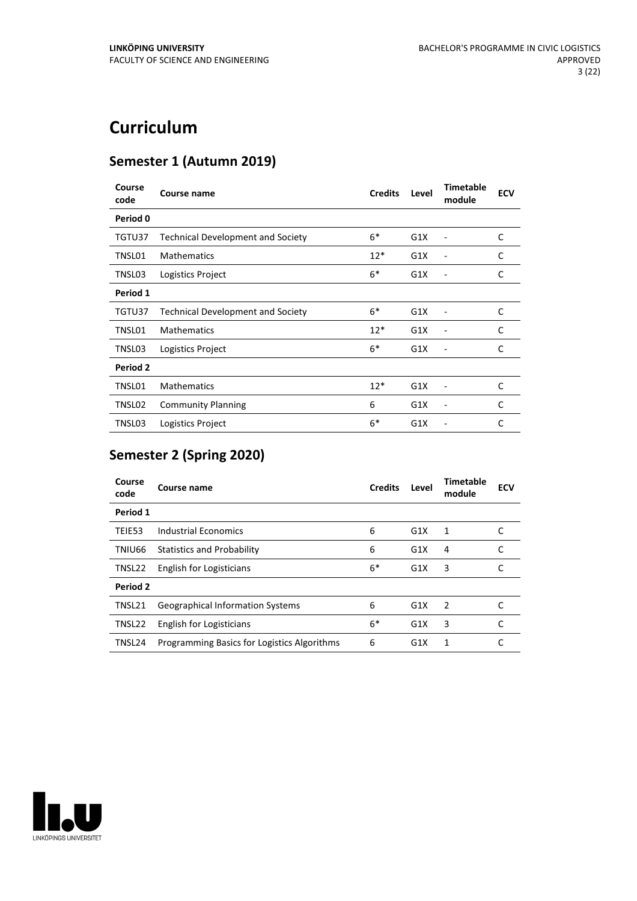# Curriculum

## Semester 1 (Autumn 2019)

| Course code | Course name | Credits | Level | Timetable module | ECV |
|---|---|---|---|---|---|
| **Period 0** | | | | | |
| TGTU37 | Technical Development and Society | 6* | G1X | - | C |
| TNSL01 | Mathematics | 12* | G1X | - | C |
| TNSL03 | Logistics Project | 6* | G1X | - | C |
| **Period 1** | | | | | |
| TGTU37 | Technical Development and Society | 6* | G1X | - | C |
| TNSL01 | Mathematics | 12* | G1X | - | C |
| TNSL03 | Logistics Project | 6* | G1X | - | C |
| **Period 2** | | | | | |
| TNSL01 | Mathematics | 12* | G1X | - | C |
| TNSL02 | Community Planning | 6 | G1X | - | C |
| TNSL03 | Logistics Project | 6* | G1X | - | C |

## Semester 2 (Spring 2020)

| Course code | Course name | Credits | Level | Timetable module | ECV |
|---|---|---|---|---|---|
| **Period 1** | | | | | |
| TEIE53 | Industrial Economics | 6 | G1X | 1 | C |
| TNIU66 | Statistics and Probability | 6 | G1X | 4 | C |
| TNSL22 | English for Logisticians | 6* | G1X | 3 | C |
| **Period 2** | | | | | |
| TNSL21 | Geographical Information Systems | 6 | G1X | 2 | C |
| TNSL22 | English for Logisticians | 6* | G1X | 3 | C |
| TNSL24 | Programming Basics for Logistics Algorithms | 6 | G1X | 1 | C |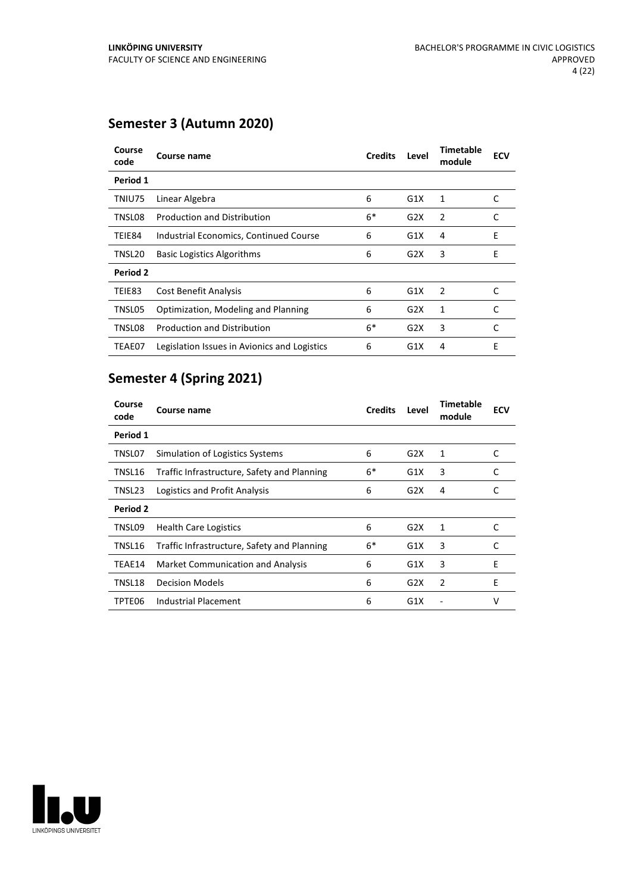## Semester 3 (Autumn 2020)

| Course code | Course name | Credits | Level | Timetable module | ECV |
|---|---|---|---|---|---|
| **Period 1** | | | | | |
| TNIU75 | Linear Algebra | 6 | G1X | 1 | C |
| TNSL08 | Production and Distribution | 6* | G2X | 2 | C |
| TEIE84 | Industrial Economics, Continued Course | 6 | G1X | 4 | E |
| TNSL20 | Basic Logistics Algorithms | 6 | G2X | 3 | E |
| **Period 2** | | | | | |
| TEIE83 | Cost Benefit Analysis | 6 | G1X | 2 | C |
| TNSL05 | Optimization, Modeling and Planning | 6 | G2X | 1 | C |
| TNSL08 | Production and Distribution | 6* | G2X | 3 | C |
| TEAE07 | Legislation Issues in Avionics and Logistics | 6 | G1X | 4 | E |

## Semester 4 (Spring 2021)

| Course code | Course name | Credits | Level | Timetable module | ECV |
|---|---|---|---|---|---|
| **Period 1** | | | | | |
| TNSL07 | Simulation of Logistics Systems | 6 | G2X | 1 | C |
| TNSL16 | Traffic Infrastructure, Safety and Planning | 6* | G1X | 3 | C |
| TNSL23 | Logistics and Profit Analysis | 6 | G2X | 4 | C |
| **Period 2** | | | | | |
| TNSL09 | Health Care Logistics | 6 | G2X | 1 | C |
| TNSL16 | Traffic Infrastructure, Safety and Planning | 6* | G1X | 3 | C |
| TEAE14 | Market Communication and Analysis | 6 | G1X | 3 | E |
| TNSL18 | Decision Models | 6 | G2X | 2 | E |
| TPTE06 | Industrial Placement | 6 | G1X | - | V |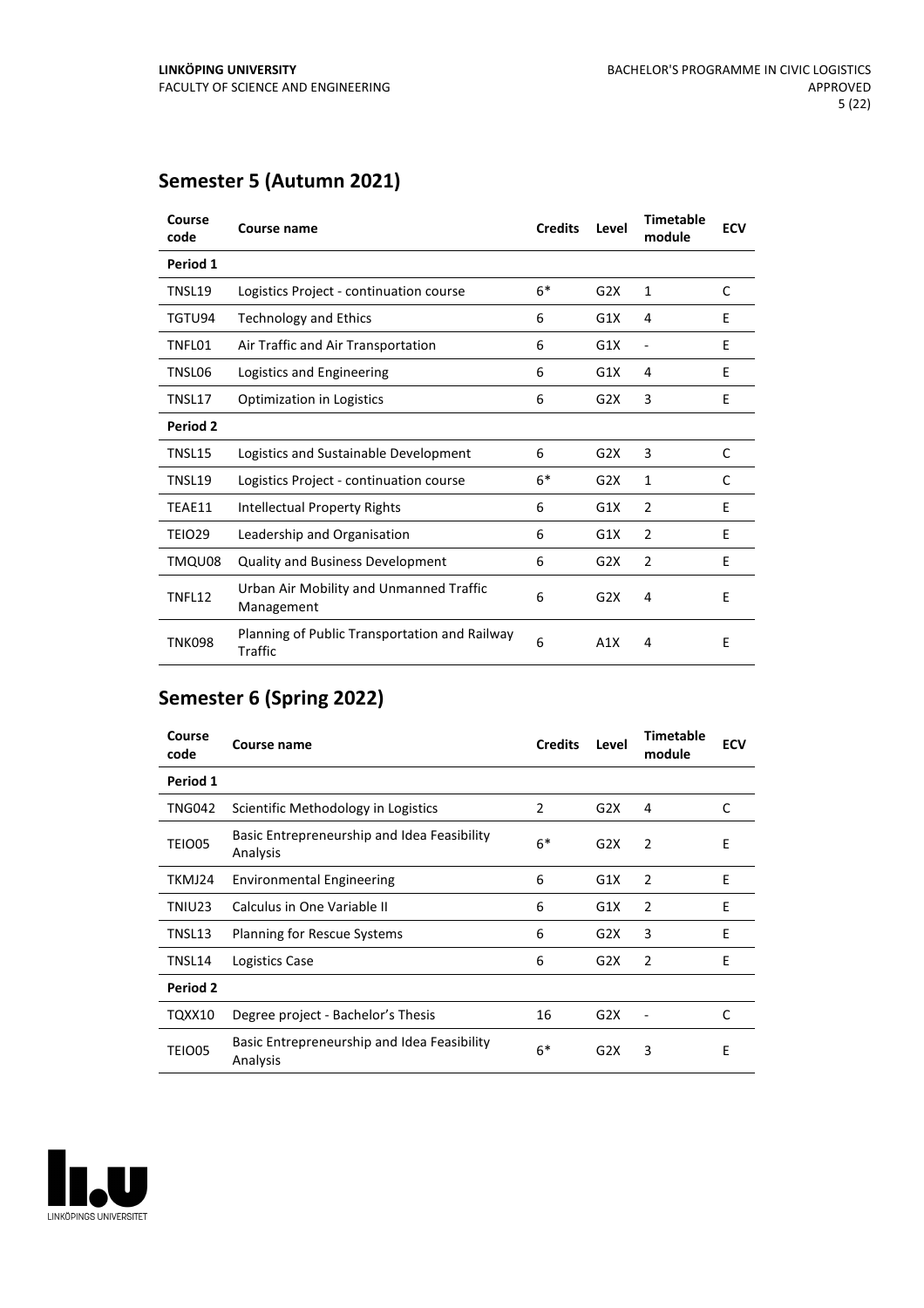## Semester 5 (Autumn 2021)

| Course code | Course name | Credits | Level | Timetable module | ECV |
|---|---|---|---|---|---|
| **Period 1** | | | | | |
| TNSL19 | Logistics Project - continuation course | 6* | G2X | 1 | C |
| TGTU94 | Technology and Ethics | 6 | G1X | 4 | E |
| TNFL01 | Air Traffic and Air Transportation | 6 | G1X | - | E |
| TNSL06 | Logistics and Engineering | 6 | G1X | 4 | E |
| TNSL17 | Optimization in Logistics | 6 | G2X | 3 | E |
| **Period 2** | | | | | |
| TNSL15 | Logistics and Sustainable Development | 6 | G2X | 3 | C |
| TNSL19 | Logistics Project - continuation course | 6* | G2X | 1 | C |
| TEAE11 | Intellectual Property Rights | 6 | G1X | 2 | E |
| TEIO29 | Leadership and Organisation | 6 | G1X | 2 | E |
| TMQU08 | Quality and Business Development | 6 | G2X | 2 | E |
| TNFL12 | Urban Air Mobility and Unmanned Traffic Management | 6 | G2X | 4 | E |
| TNK098 | Planning of Public Transportation and Railway Traffic | 6 | A1X | 4 | E |

## Semester 6 (Spring 2022)

| Course code | Course name | Credits | Level | Timetable module | ECV |
|---|---|---|---|---|---|
| **Period 1** | | | | | |
| TNG042 | Scientific Methodology in Logistics | 2 | G2X | 4 | C |
| TEIO05 | Basic Entrepreneurship and Idea Feasibility Analysis | 6* | G2X | 2 | E |
| TKMJ24 | Environmental Engineering | 6 | G1X | 2 | E |
| TNIU23 | Calculus in One Variable II | 6 | G1X | 2 | E |
| TNSL13 | Planning for Rescue Systems | 6 | G2X | 3 | E |
| TNSL14 | Logistics Case | 6 | G2X | 2 | E |
| **Period 2** | | | | | |
| TQXX10 | Degree project - Bachelor's Thesis | 16 | G2X | - | C |
| TEIO05 | Basic Entrepreneurship and Idea Feasibility Analysis | 6* | G2X | 3 | E |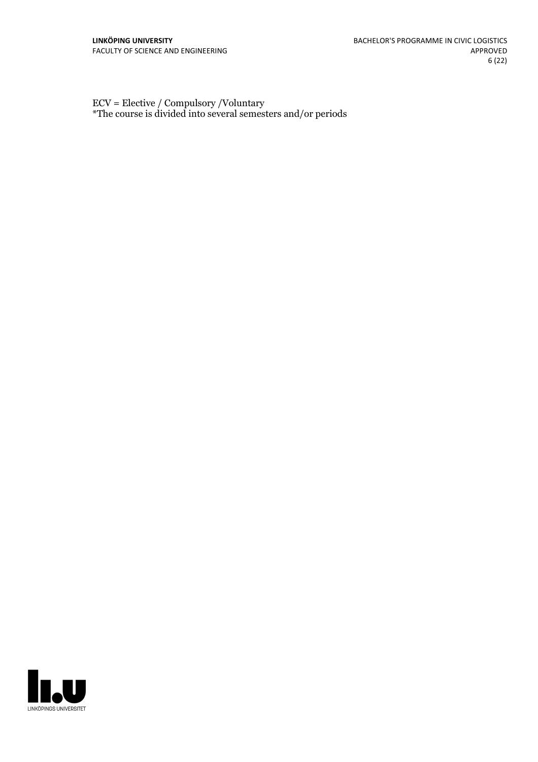ECV = Elective / Compulsory /Voluntary
*The course is divided into several semesters and/or periods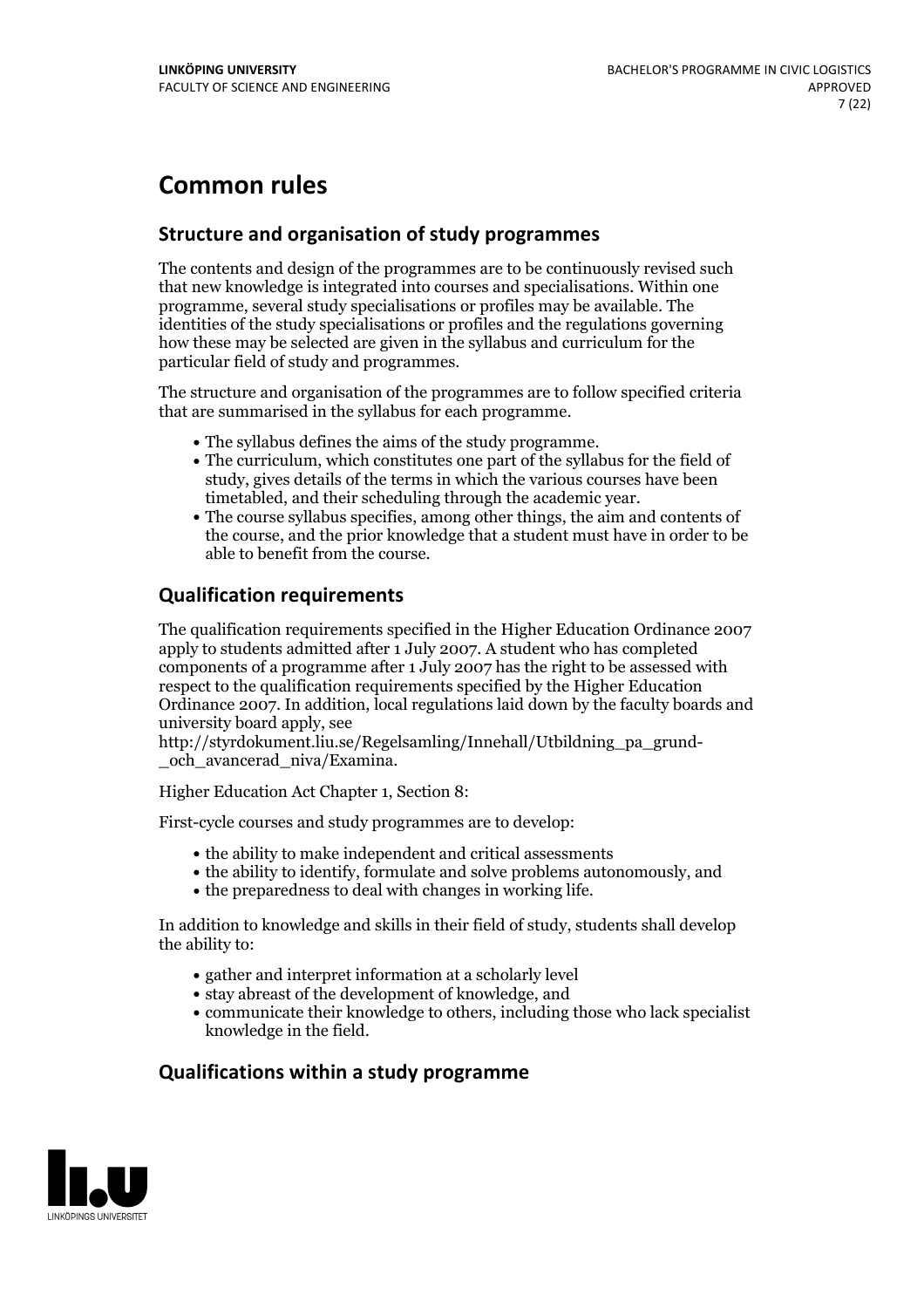# Common rules

## Structure and organisation of study programmes

The contents and design of the programmes are to be continuously revised such that new knowledge is integrated into courses and specialisations. Within one programme, several study specialisations or profiles may be available. The identities of the study specialisations or profiles and the regulations governing how these may be selected are given in the syllabus and curriculum for the particular field of study and programmes.

The structure and organisation of the programmes are to follow specified criteria that are summarised in the syllabus for each programme.

- The syllabus defines the aims of the study programme.
- The curriculum, which constitutes one part of the syllabus for the field of study, gives details of the terms in which the various courses have been timetabled, and their scheduling through the academic year.
- The course syllabus specifies, among other things, the aim and contents of the course, and the prior knowledge that a student must have in order to be able to benefit from the course.

## Qualification requirements

The qualification requirements specified in the Higher Education Ordinance 2007 apply to students admitted after 1 July 2007. A student who has completed components of a programme after 1 July 2007 has the right to be assessed with respect to the qualification requirements specified by the Higher Education Ordinance 2007. In addition, local regulations laid down by the faculty boards and university board apply, see http://styrdokument.liu.se/Regelsamling/Innehall/Utbildning_pa_grund-_och_avancerad_niva/Examina.

Higher Education Act Chapter 1, Section 8:

First-cycle courses and study programmes are to develop:

- the ability to make independent and critical assessments
- the ability to identify, formulate and solve problems autonomously, and
- the preparedness to deal with changes in working life.

In addition to knowledge and skills in their field of study, students shall develop the ability to:

- gather and interpret information at a scholarly level
- stay abreast of the development of knowledge, and
- communicate their knowledge to others, including those who lack specialist knowledge in the field.

## Qualifications within a study programme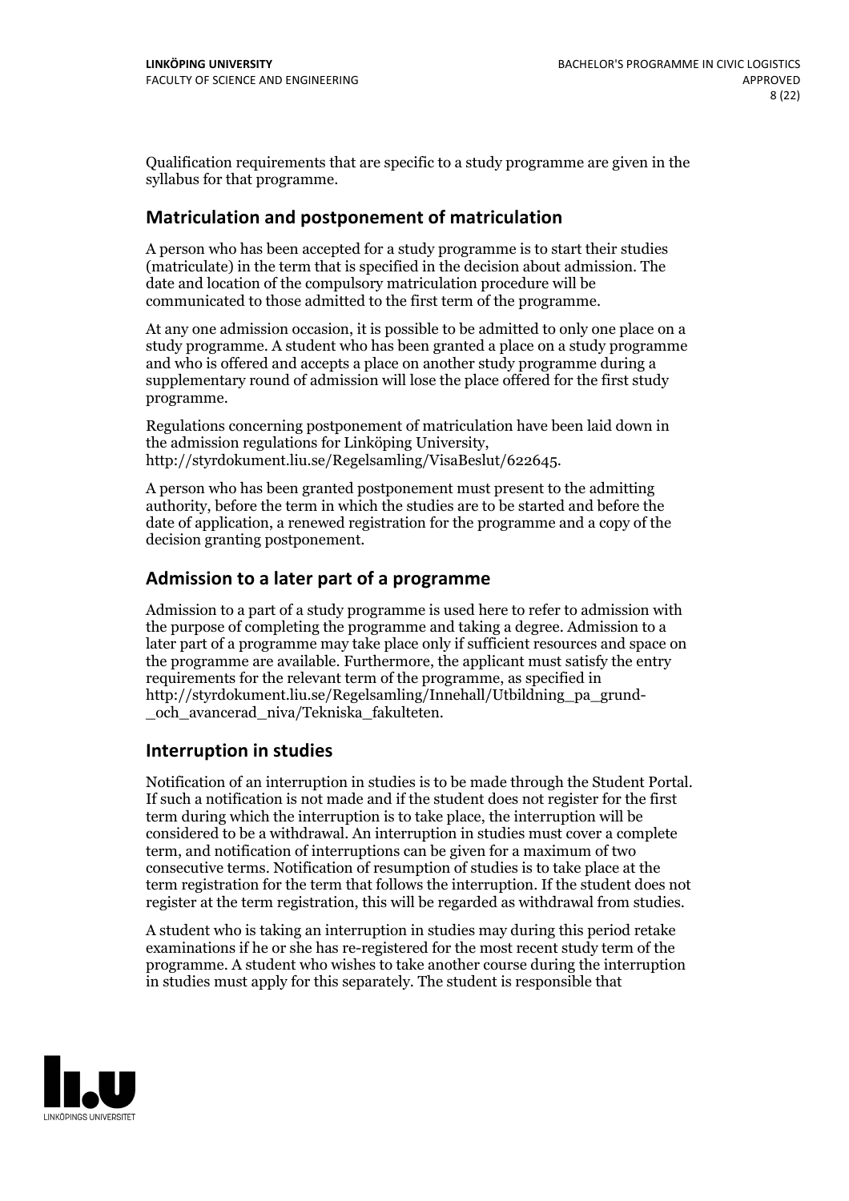Qualification requirements that are specific to a study programme are given in the syllabus for that programme.

## Matriculation and postponement of matriculation

A person who has been accepted for a study programme is to start their studies (matriculate) in the term that is specified in the decision about admission. The date and location of the compulsory matriculation procedure will be communicated to those admitted to the first term of the programme.

At any one admission occasion, it is possible to be admitted to only one place on a study programme. A student who has been granted a place on a study programme and who is offered and accepts a place on another study programme during a supplementary round of admission will lose the place offered for the first study programme.

Regulations concerning postponement of matriculation have been laid down in the admission regulations for Linköping University, http://styrdokument.liu.se/Regelsamling/VisaBeslut/622645.

A person who has been granted postponement must present to the admitting authority, before the term in which the studies are to be started and before the date of application, a renewed registration for the programme and a copy of the decision granting postponement.

## Admission to a later part of a programme

Admission to a part of a study programme is used here to refer to admission with the purpose of completing the programme and taking a degree. Admission to a later part of a programme may take place only if sufficient resources and space on the programme are available. Furthermore, the applicant must satisfy the entry requirements for the relevant term of the programme, as specified in http://styrdokument.liu.se/Regelsamling/Innehall/Utbildning_pa_grund-_och_avancerad_niva/Tekniska_fakulteten.

## Interruption in studies

Notification of an interruption in studies is to be made through the Student Portal. If such a notification is not made and if the student does not register for the first term during which the interruption is to take place, the interruption will be considered to be a withdrawal. An interruption in studies must cover a complete term, and notification of interruptions can be given for a maximum of two consecutive terms. Notification of resumption of studies is to take place at the term registration for the term that follows the interruption. If the student does not register at the term registration, this will be regarded as withdrawal from studies.

A student who is taking an interruption in studies may during this period retake examinations if he or she has re-registered for the most recent study term of the programme. A student who wishes to take another course during the interruption in studies must apply for this separately. The student is responsible that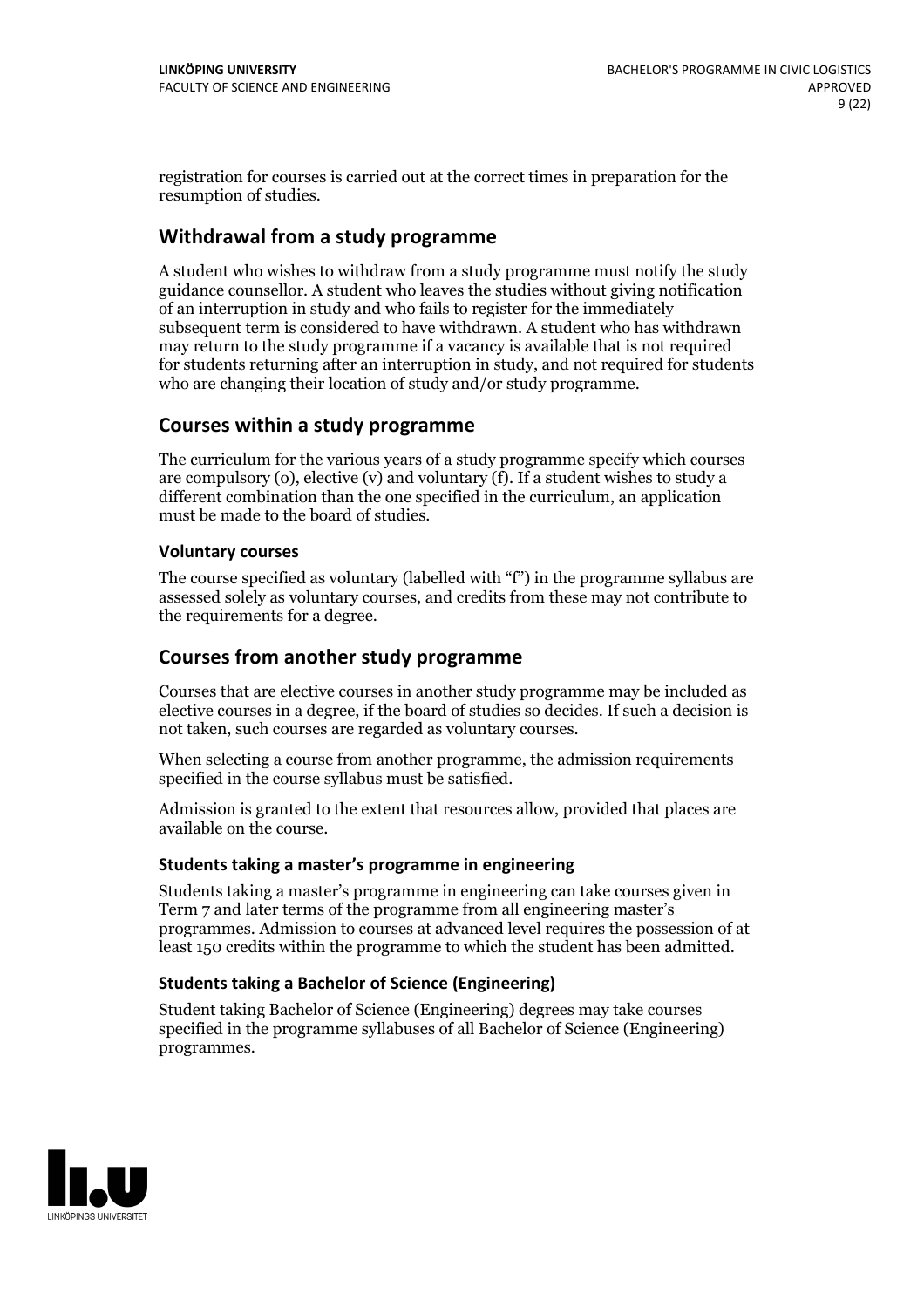registration for courses is carried out at the correct times in preparation for the resumption of studies.

## Withdrawal from a study programme

A student who wishes to withdraw from a study programme must notify the study guidance counsellor. A student who leaves the studies without giving notification of an interruption in study and who fails to register for the immediately subsequent term is considered to have withdrawn. A student who has withdrawn may return to the study programme if a vacancy is available that is not required for students returning after an interruption in study, and not required for students who are changing their location of study and/or study programme.

## Courses within a study programme

The curriculum for the various years of a study programme specify which courses are compulsory (o), elective (v) and voluntary (f). If a student wishes to study a different combination than the one specified in the curriculum, an application must be made to the board of studies.

### Voluntary courses

The course specified as voluntary (labelled with "f") in the programme syllabus are assessed solely as voluntary courses, and credits from these may not contribute to the requirements for a degree.

## Courses from another study programme

Courses that are elective courses in another study programme may be included as elective courses in a degree, if the board of studies so decides. If such a decision is not taken, such courses are regarded as voluntary courses.

When selecting a course from another programme, the admission requirements specified in the course syllabus must be satisfied.

Admission is granted to the extent that resources allow, provided that places are available on the course.

### Students taking a master's programme in engineering

Students taking a master's programme in engineering can take courses given in Term 7 and later terms of the programme from all engineering master's programmes. Admission to courses at advanced level requires the possession of at least 150 credits within the programme to which the student has been admitted.

### Students taking a Bachelor of Science (Engineering)

Student taking Bachelor of Science (Engineering) degrees may take courses specified in the programme syllabuses of all Bachelor of Science (Engineering) programmes.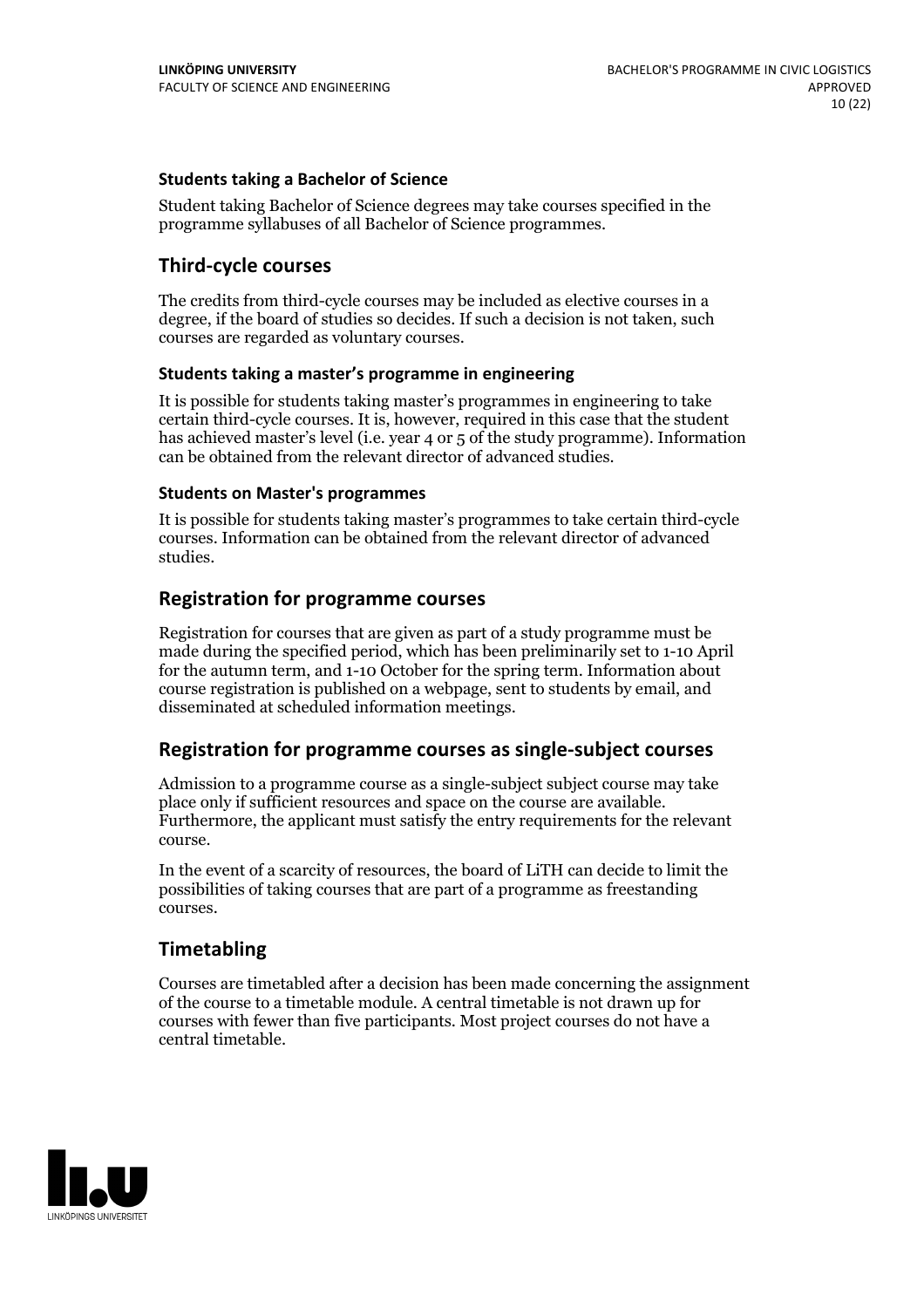### Students taking a Bachelor of Science

Student taking Bachelor of Science degrees may take courses specified in the programme syllabuses of all Bachelor of Science programmes.

## Third-cycle courses

The credits from third-cycle courses may be included as elective courses in a degree, if the board of studies so decides. If such a decision is not taken, such courses are regarded as voluntary courses.

### Students taking a master's programme in engineering

It is possible for students taking master's programmes in engineering to take certain third-cycle courses. It is, however, required in this case that the student has achieved master's level (i.e. year 4 or 5 of the study programme). Information can be obtained from the relevant director of advanced studies.

### Students on Master's programmes

It is possible for students taking master's programmes to take certain third-cycle courses. Information can be obtained from the relevant director of advanced studies.

## Registration for programme courses

Registration for courses that are given as part of a study programme must be made during the specified period, which has been preliminarily set to 1-10 April for the autumn term, and 1-10 October for the spring term. Information about course registration is published on a webpage, sent to students by email, and disseminated at scheduled information meetings.

## Registration for programme courses as single-subject courses

Admission to a programme course as a single-subject subject course may take place only if sufficient resources and space on the course are available. Furthermore, the applicant must satisfy the entry requirements for the relevant course.

In the event of a scarcity of resources, the board of LiTH can decide to limit the possibilities of taking courses that are part of a programme as freestanding courses.

## Timetabling

Courses are timetabled after a decision has been made concerning the assignment of the course to a timetable module. A central timetable is not drawn up for courses with fewer than five participants. Most project courses do not have a central timetable.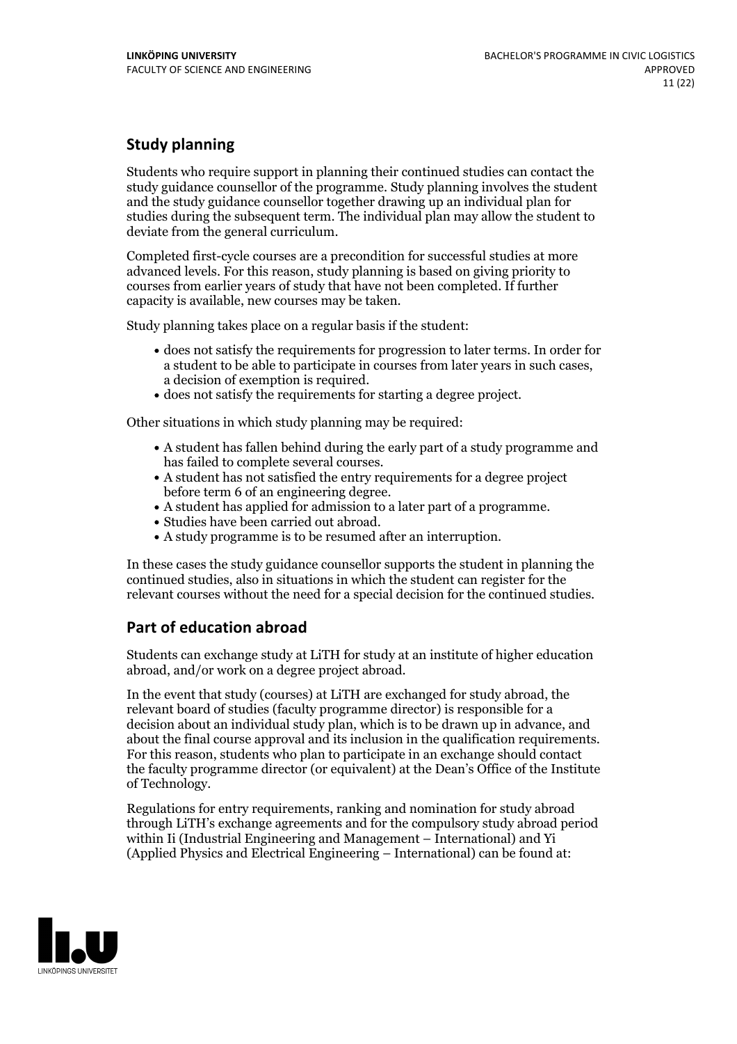## Study planning

Students who require support in planning their continued studies can contact the study guidance counsellor of the programme. Study planning involves the student and the study guidance counsellor together drawing up an individual plan for studies during the subsequent term. The individual plan may allow the student to deviate from the general curriculum.

Completed first-cycle courses are a precondition for successful studies at more advanced levels. For this reason, study planning is based on giving priority to courses from earlier years of study that have not been completed. If further capacity is available, new courses may be taken.

Study planning takes place on a regular basis if the student:

- does not satisfy the requirements for progression to later terms. In order for a student to be able to participate in courses from later years in such cases, a decision of exemption is required.
- does not satisfy the requirements for starting a degree project.

Other situations in which study planning may be required:

- A student has fallen behind during the early part of a study programme and has failed to complete several courses.
- A student has not satisfied the entry requirements for a degree project before term 6 of an engineering degree.
- A student has applied for admission to a later part of a programme.
- Studies have been carried out abroad.
- A study programme is to be resumed after an interruption.

In these cases the study guidance counsellor supports the student in planning the continued studies, also in situations in which the student can register for the relevant courses without the need for a special decision for the continued studies.

## Part of education abroad

Students can exchange study at LiTH for study at an institute of higher education abroad, and/or work on a degree project abroad.

In the event that study (courses) at LiTH are exchanged for study abroad, the relevant board of studies (faculty programme director) is responsible for a decision about an individual study plan, which is to be drawn up in advance, and about the final course approval and its inclusion in the qualification requirements. For this reason, students who plan to participate in an exchange should contact the faculty programme director (or equivalent) at the Dean's Office of the Institute of Technology.

Regulations for entry requirements, ranking and nomination for study abroad through LiTH's exchange agreements and for the compulsory study abroad period within Ii (Industrial Engineering and Management – International) and Yi (Applied Physics and Electrical Engineering – International) can be found at: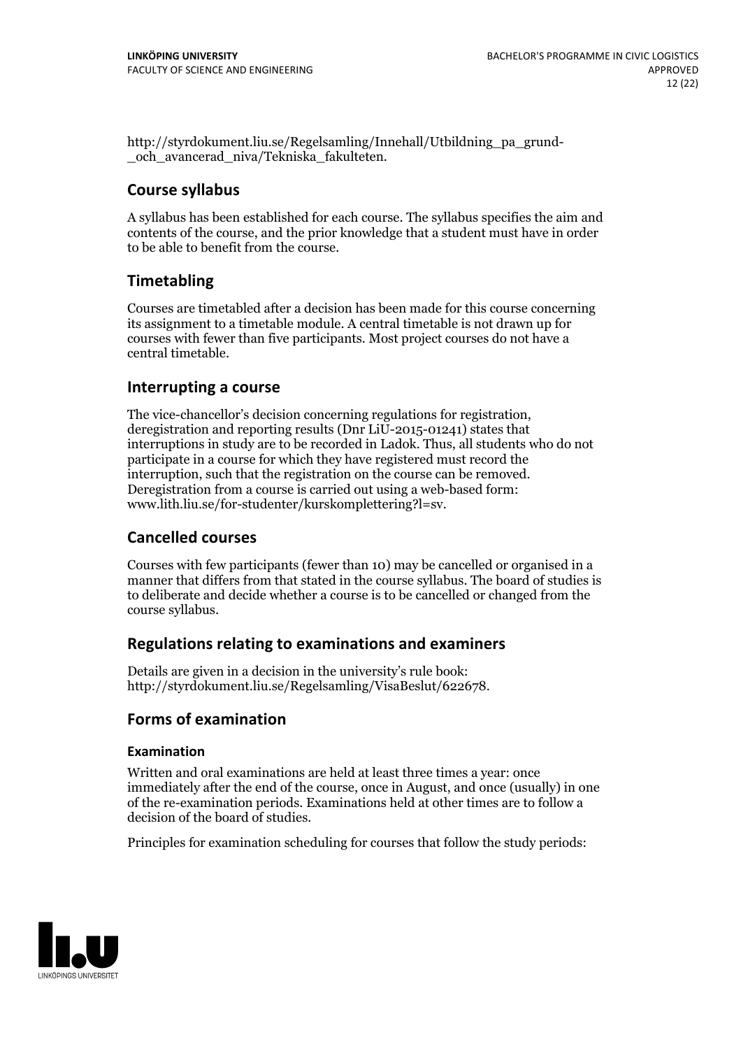http://styrdokument.liu.se/Regelsamling/Innehall/Utbildning_pa_grund-_och_avancerad_niva/Tekniska_fakulteten.

## Course syllabus

A syllabus has been established for each course. The syllabus specifies the aim and contents of the course, and the prior knowledge that a student must have in order to be able to benefit from the course.

## Timetabling

Courses are timetabled after a decision has been made for this course concerning its assignment to a timetable module. A central timetable is not drawn up for courses with fewer than five participants. Most project courses do not have a central timetable.

## Interrupting a course

The vice-chancellor's decision concerning regulations for registration, deregistration and reporting results (Dnr LiU-2015-01241) states that interruptions in study are to be recorded in Ladok. Thus, all students who do not participate in a course for which they have registered must record the interruption, such that the registration on the course can be removed. Deregistration from a course is carried out using a web-based form: www.lith.liu.se/for-studenter/kurskomplettering?l=sv.

## Cancelled courses

Courses with few participants (fewer than 10) may be cancelled or organised in a manner that differs from that stated in the course syllabus. The board of studies is to deliberate and decide whether a course is to be cancelled or changed from the course syllabus.

## Regulations relating to examinations and examiners

Details are given in a decision in the university's rule book: http://styrdokument.liu.se/Regelsamling/VisaBeslut/622678.

## Forms of examination

### Examination

Written and oral examinations are held at least three times a year: once immediately after the end of the course, once in August, and once (usually) in one of the re-examination periods. Examinations held at other times are to follow a decision of the board of studies.

Principles for examination scheduling for courses that follow the study periods: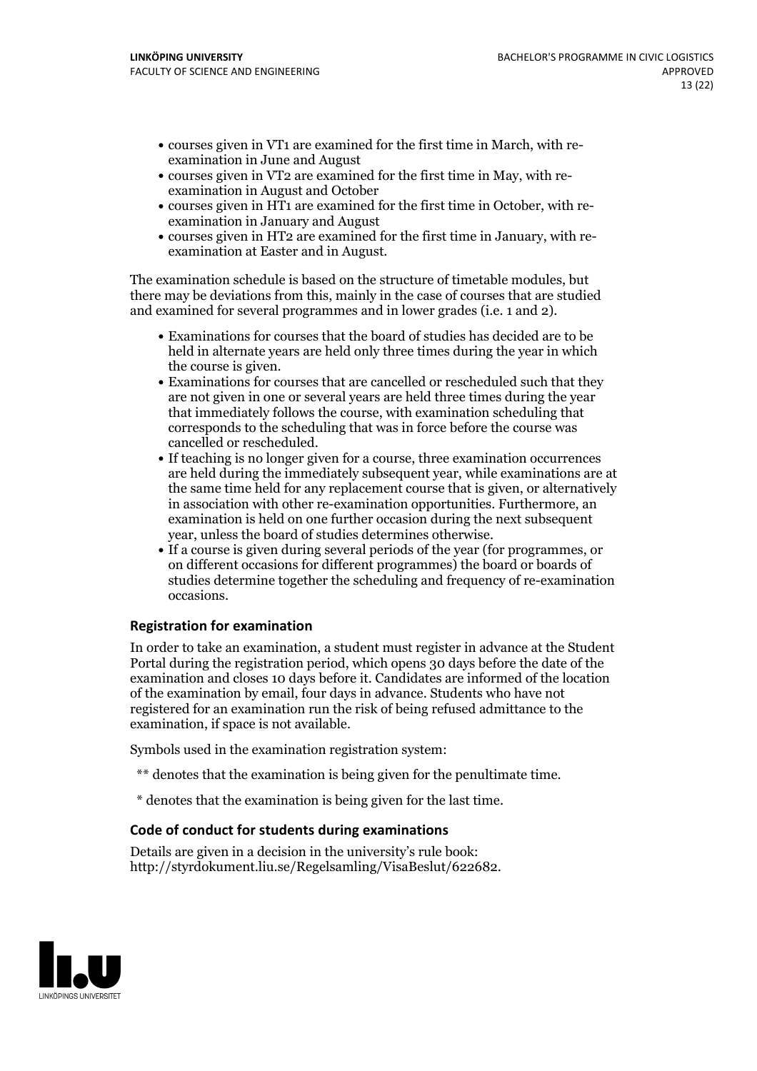- courses given in VT1 are examined for the first time in March, with re-examination in June and August
- courses given in VT2 are examined for the first time in May, with re-examination in August and October
- courses given in HT1 are examined for the first time in October, with re-examination in January and August
- courses given in HT2 are examined for the first time in January, with re-examination at Easter and in August.

The examination schedule is based on the structure of timetable modules, but there may be deviations from this, mainly in the case of courses that are studied and examined for several programmes and in lower grades (i.e. 1 and 2).

- Examinations for courses that the board of studies has decided are to be held in alternate years are held only three times during the year in which the course is given.
- Examinations for courses that are cancelled or rescheduled such that they are not given in one or several years are held three times during the year that immediately follows the course, with examination scheduling that corresponds to the scheduling that was in force before the course was cancelled or rescheduled.
- If teaching is no longer given for a course, three examination occurrences are held during the immediately subsequent year, while examinations are at the same time held for any replacement course that is given, or alternatively in association with other re-examination opportunities. Furthermore, an examination is held on one further occasion during the next subsequent year, unless the board of studies determines otherwise.
- If a course is given during several periods of the year (for programmes, or on different occasions for different programmes) the board or boards of studies determine together the scheduling and frequency of re-examination occasions.

### Registration for examination

In order to take an examination, a student must register in advance at the Student Portal during the registration period, which opens 30 days before the date of the examination and closes 10 days before it. Candidates are informed of the location of the examination by email, four days in advance. Students who have not registered for an examination run the risk of being refused admittance to the examination, if space is not available.

Symbols used in the examination registration system:

** denotes that the examination is being given for the penultimate time.

* denotes that the examination is being given for the last time.

### Code of conduct for students during examinations

Details are given in a decision in the university's rule book: http://styrdokument.liu.se/Regelsamling/VisaBeslut/622682.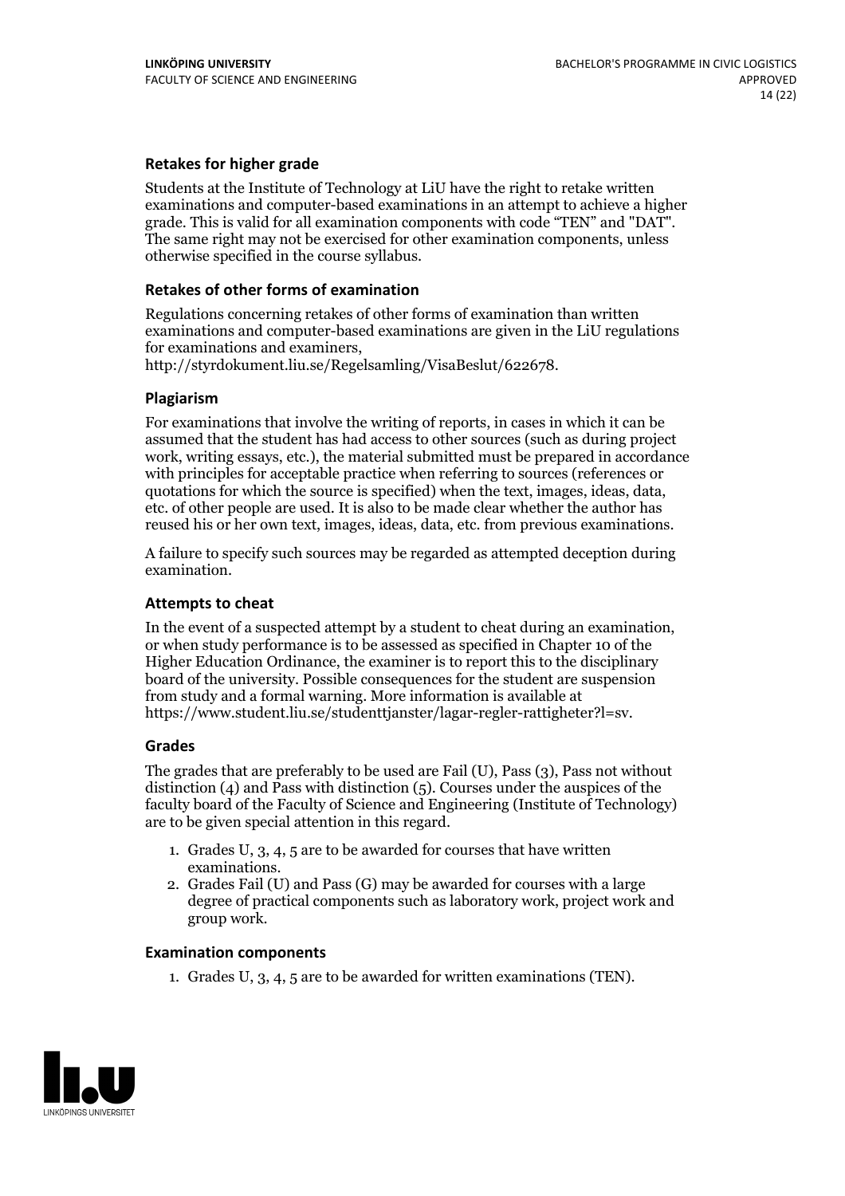### Retakes for higher grade

Students at the Institute of Technology at LiU have the right to retake written examinations and computer-based examinations in an attempt to achieve a higher grade. This is valid for all examination components with code "TEN" and "DAT". The same right may not be exercised for other examination components, unless otherwise specified in the course syllabus.

### Retakes of other forms of examination

Regulations concerning retakes of other forms of examination than written examinations and computer-based examinations are given in the LiU regulations for examinations and examiners, http://styrdokument.liu.se/Regelsamling/VisaBeslut/622678.

### Plagiarism

For examinations that involve the writing of reports, in cases in which it can be assumed that the student has had access to other sources (such as during project work, writing essays, etc.), the material submitted must be prepared in accordance with principles for acceptable practice when referring to sources (references or quotations for which the source is specified) when the text, images, ideas, data, etc. of other people are used. It is also to be made clear whether the author has reused his or her own text, images, ideas, data, etc. from previous examinations.

A failure to specify such sources may be regarded as attempted deception during examination.

### Attempts to cheat

In the event of a suspected attempt by a student to cheat during an examination, or when study performance is to be assessed as specified in Chapter 10 of the Higher Education Ordinance, the examiner is to report this to the disciplinary board of the university. Possible consequences for the student are suspension from study and a formal warning. More information is available at https://www.student.liu.se/studenttjanster/lagar-regler-rattigheter?l=sv.

### Grades

The grades that are preferably to be used are Fail (U), Pass (3), Pass not without distinction (4) and Pass with distinction (5). Courses under the auspices of the faculty board of the Faculty of Science and Engineering (Institute of Technology) are to be given special attention in this regard.

1. Grades U, 3, 4, 5 are to be awarded for courses that have written examinations.
2. Grades Fail (U) and Pass (G) may be awarded for courses with a large degree of practical components such as laboratory work, project work and group work.

### Examination components

1. Grades U, 3, 4, 5 are to be awarded for written examinations (TEN).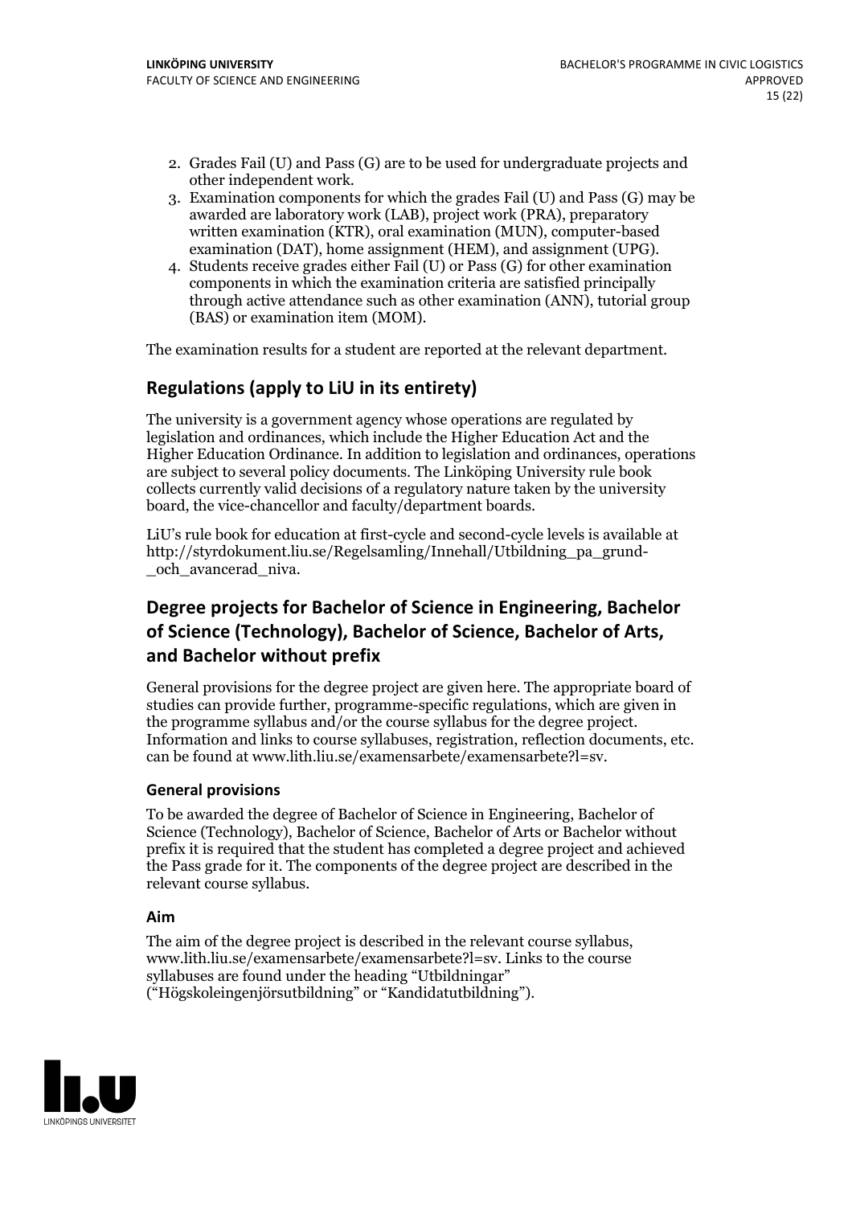2. Grades Fail (U) and Pass (G) are to be used for undergraduate projects and other independent work.
3. Examination components for which the grades Fail (U) and Pass (G) may be awarded are laboratory work (LAB), project work (PRA), preparatory written examination (KTR), oral examination (MUN), computer-based examination (DAT), home assignment (HEM), and assignment (UPG).
4. Students receive grades either Fail (U) or Pass (G) for other examination components in which the examination criteria are satisfied principally through active attendance such as other examination (ANN), tutorial group (BAS) or examination item (MOM).

The examination results for a student are reported at the relevant department.

## Regulations (apply to LiU in its entirety)

The university is a government agency whose operations are regulated by legislation and ordinances, which include the Higher Education Act and the Higher Education Ordinance. In addition to legislation and ordinances, operations are subject to several policy documents. The Linköping University rule book collects currently valid decisions of a regulatory nature taken by the university board, the vice-chancellor and faculty/department boards.

LiU's rule book for education at first-cycle and second-cycle levels is available at http://styrdokument.liu.se/Regelsamling/Innehall/Utbildning_pa_grund-_och_avancerad_niva.

## Degree projects for Bachelor of Science in Engineering, Bachelor of Science (Technology), Bachelor of Science, Bachelor of Arts, and Bachelor without prefix

General provisions for the degree project are given here. The appropriate board of studies can provide further, programme-specific regulations, which are given in the programme syllabus and/or the course syllabus for the degree project. Information and links to course syllabuses, registration, reflection documents, etc. can be found at www.lith.liu.se/examensarbete/examensarbete?l=sv.

### General provisions

To be awarded the degree of Bachelor of Science in Engineering, Bachelor of Science (Technology), Bachelor of Science, Bachelor of Arts or Bachelor without prefix it is required that the student has completed a degree project and achieved the Pass grade for it. The components of the degree project are described in the relevant course syllabus.

### Aim

The aim of the degree project is described in the relevant course syllabus, www.lith.liu.se/examensarbete/examensarbete?l=sv. Links to the course syllabuses are found under the heading "Utbildningar" ("Högskoleingenjörsutbildning" or "Kandidatutbildning").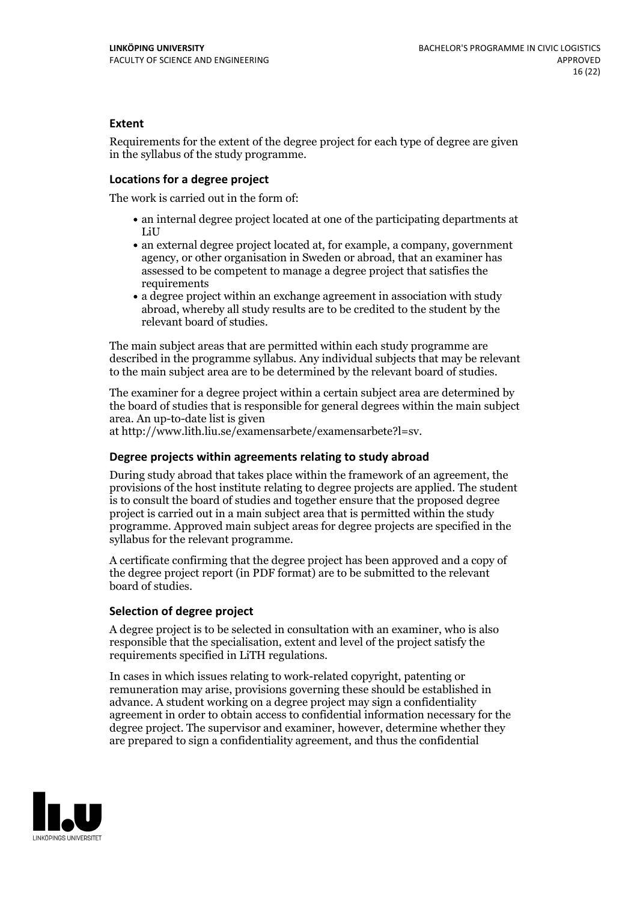### Extent

Requirements for the extent of the degree project for each type of degree are given in the syllabus of the study programme.

### Locations for a degree project

The work is carried out in the form of:

- an internal degree project located at one of the participating departments at LiU
- an external degree project located at, for example, a company, government agency, or other organisation in Sweden or abroad, that an examiner has assessed to be competent to manage a degree project that satisfies the requirements
- a degree project within an exchange agreement in association with study abroad, whereby all study results are to be credited to the student by the relevant board of studies.

The main subject areas that are permitted within each study programme are described in the programme syllabus. Any individual subjects that may be relevant to the main subject area are to be determined by the relevant board of studies.

The examiner for a degree project within a certain subject area are determined by the board of studies that is responsible for general degrees within the main subject area. An up-to-date list is given at http://www.lith.liu.se/examensarbete/examensarbete?l=sv.

### Degree projects within agreements relating to study abroad

During study abroad that takes place within the framework of an agreement, the provisions of the host institute relating to degree projects are applied. The student is to consult the board of studies and together ensure that the proposed degree project is carried out in a main subject area that is permitted within the study programme. Approved main subject areas for degree projects are specified in the syllabus for the relevant programme.

A certificate confirming that the degree project has been approved and a copy of the degree project report (in PDF format) are to be submitted to the relevant board of studies.

### Selection of degree project

A degree project is to be selected in consultation with an examiner, who is also responsible that the specialisation, extent and level of the project satisfy the requirements specified in LiTH regulations.

In cases in which issues relating to work-related copyright, patenting or remuneration may arise, provisions governing these should be established in advance. A student working on a degree project may sign a confidentiality agreement in order to obtain access to confidential information necessary for the degree project. The supervisor and examiner, however, determine whether they are prepared to sign a confidentiality agreement, and thus the confidential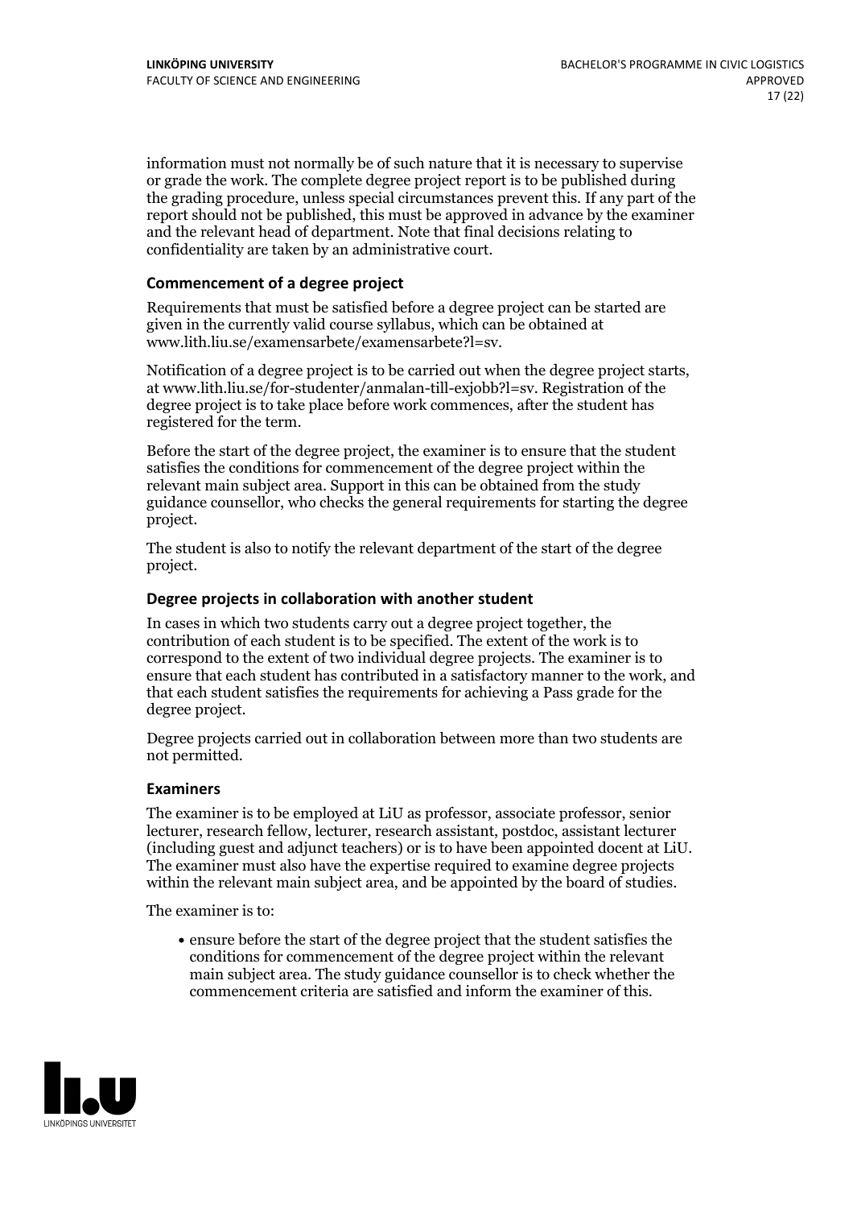information must not normally be of such nature that it is necessary to supervise or grade the work. The complete degree project report is to be published during the grading procedure, unless special circumstances prevent this. If any part of the report should not be published, this must be approved in advance by the examiner and the relevant head of department. Note that final decisions relating to confidentiality are taken by an administrative court.

### Commencement of a degree project

Requirements that must be satisfied before a degree project can be started are given in the currently valid course syllabus, which can be obtained at www.lith.liu.se/examensarbete/examensarbete?l=sv.

Notification of a degree project is to be carried out when the degree project starts, at www.lith.liu.se/for-studenter/anmalan-till-exjobb?l=sv. Registration of the degree project is to take place before work commences, after the student has registered for the term.

Before the start of the degree project, the examiner is to ensure that the student satisfies the conditions for commencement of the degree project within the relevant main subject area. Support in this can be obtained from the study guidance counsellor, who checks the general requirements for starting the degree project.

The student is also to notify the relevant department of the start of the degree project.

### Degree projects in collaboration with another student

In cases in which two students carry out a degree project together, the contribution of each student is to be specified. The extent of the work is to correspond to the extent of two individual degree projects. The examiner is to ensure that each student has contributed in a satisfactory manner to the work, and that each student satisfies the requirements for achieving a Pass grade for the degree project.

Degree projects carried out in collaboration between more than two students are not permitted.

### Examiners

The examiner is to be employed at LiU as professor, associate professor, senior lecturer, research fellow, lecturer, research assistant, postdoc, assistant lecturer (including guest and adjunct teachers) or is to have been appointed docent at LiU. The examiner must also have the expertise required to examine degree projects within the relevant main subject area, and be appointed by the board of studies.

The examiner is to:

- ensure before the start of the degree project that the student satisfies the conditions for commencement of the degree project within the relevant main subject area. The study guidance counsellor is to check whether the commencement criteria are satisfied and inform the examiner of this.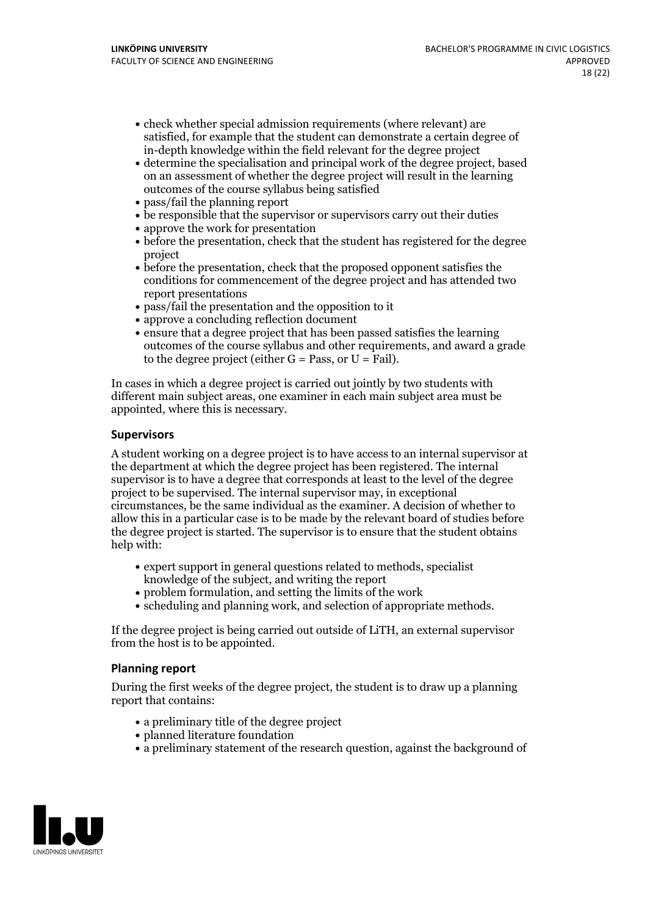- check whether special admission requirements (where relevant) are satisfied, for example that the student can demonstrate a certain degree of in-depth knowledge within the field relevant for the degree project
- determine the specialisation and principal work of the degree project, based on an assessment of whether the degree project will result in the learning outcomes of the course syllabus being satisfied
- pass/fail the planning report
- be responsible that the supervisor or supervisors carry out their duties
- approve the work for presentation
- before the presentation, check that the student has registered for the degree project
- before the presentation, check that the proposed opponent satisfies the conditions for commencement of the degree project and has attended two report presentations
- pass/fail the presentation and the opposition to it
- approve a concluding reflection document
- ensure that a degree project that has been passed satisfies the learning outcomes of the course syllabus and other requirements, and award a grade to the degree project (either G = Pass, or U = Fail).

In cases in which a degree project is carried out jointly by two students with different main subject areas, one examiner in each main subject area must be appointed, where this is necessary.

### Supervisors

A student working on a degree project is to have access to an internal supervisor at the department at which the degree project has been registered. The internal supervisor is to have a degree that corresponds at least to the level of the degree project to be supervised. The internal supervisor may, in exceptional circumstances, be the same individual as the examiner. A decision of whether to allow this in a particular case is to be made by the relevant board of studies before the degree project is started. The supervisor is to ensure that the student obtains help with:

- expert support in general questions related to methods, specialist knowledge of the subject, and writing the report
- problem formulation, and setting the limits of the work
- scheduling and planning work, and selection of appropriate methods.

If the degree project is being carried out outside of LiTH, an external supervisor from the host is to be appointed.

### Planning report

During the first weeks of the degree project, the student is to draw up a planning report that contains:

- a preliminary title of the degree project
- planned literature foundation
- a preliminary statement of the research question, against the background of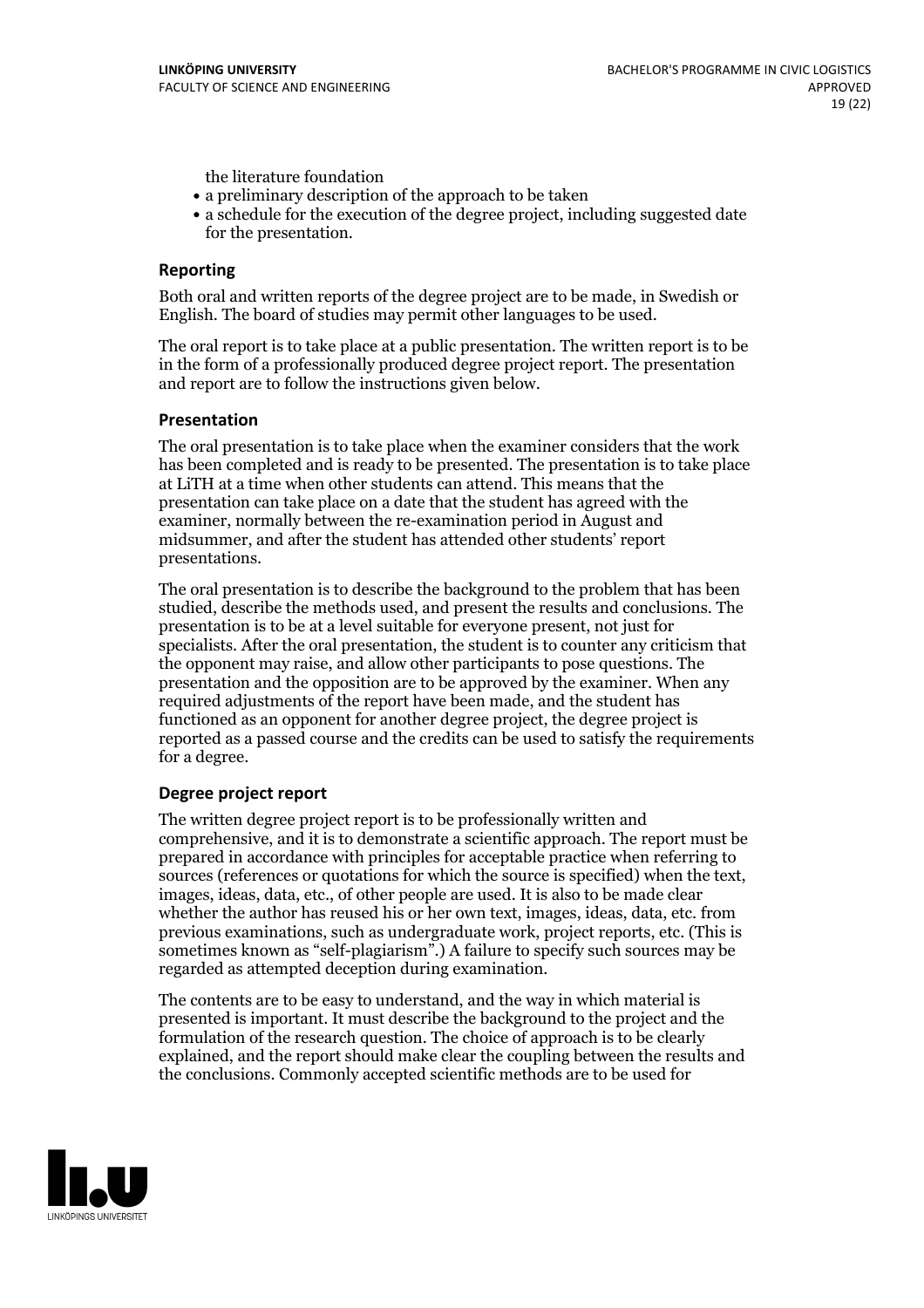the literature foundation

- a preliminary description of the approach to be taken
- a schedule for the execution of the degree project, including suggested date for the presentation.

### Reporting

Both oral and written reports of the degree project are to be made, in Swedish or English. The board of studies may permit other languages to be used.

The oral report is to take place at a public presentation. The written report is to be in the form of a professionally produced degree project report. The presentation and report are to follow the instructions given below.

### Presentation

The oral presentation is to take place when the examiner considers that the work has been completed and is ready to be presented. The presentation is to take place at LiTH at a time when other students can attend. This means that the presentation can take place on a date that the student has agreed with the examiner, normally between the re-examination period in August and midsummer, and after the student has attended other students' report presentations.

The oral presentation is to describe the background to the problem that has been studied, describe the methods used, and present the results and conclusions. The presentation is to be at a level suitable for everyone present, not just for specialists. After the oral presentation, the student is to counter any criticism that the opponent may raise, and allow other participants to pose questions. The presentation and the opposition are to be approved by the examiner. When any required adjustments of the report have been made, and the student has functioned as an opponent for another degree project, the degree project is reported as a passed course and the credits can be used to satisfy the requirements for a degree.

### Degree project report

The written degree project report is to be professionally written and comprehensive, and it is to demonstrate a scientific approach. The report must be prepared in accordance with principles for acceptable practice when referring to sources (references or quotations for which the source is specified) when the text, images, ideas, data, etc., of other people are used. It is also to be made clear whether the author has reused his or her own text, images, ideas, data, etc. from previous examinations, such as undergraduate work, project reports, etc. (This is sometimes known as "self-plagiarism".) A failure to specify such sources may be regarded as attempted deception during examination.

The contents are to be easy to understand, and the way in which material is presented is important. It must describe the background to the project and the formulation of the research question. The choice of approach is to be clearly explained, and the report should make clear the coupling between the results and the conclusions. Commonly accepted scientific methods are to be used for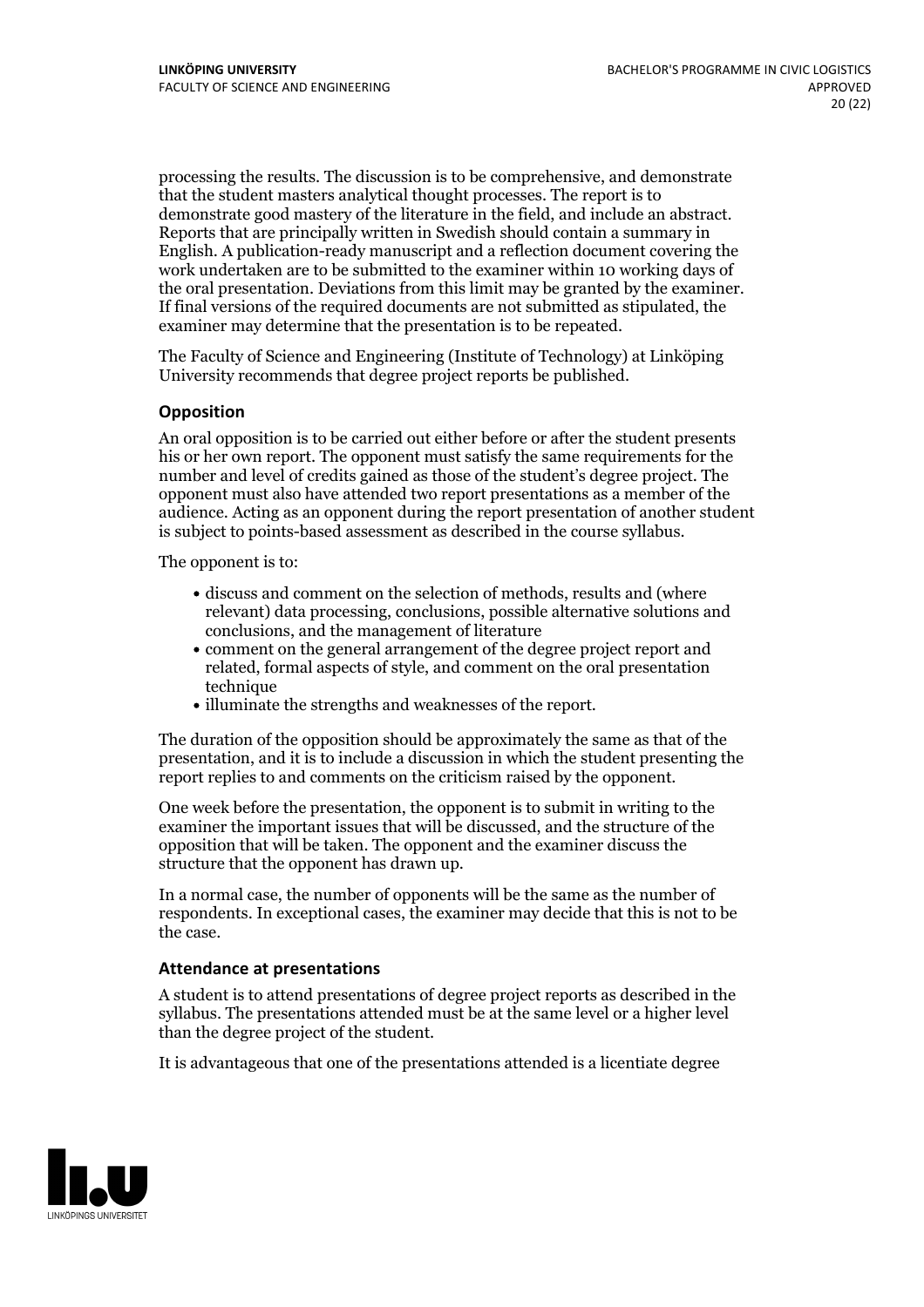processing the results. The discussion is to be comprehensive, and demonstrate that the student masters analytical thought processes. The report is to demonstrate good mastery of the literature in the field, and include an abstract. Reports that are principally written in Swedish should contain a summary in English. A publication-ready manuscript and a reflection document covering the work undertaken are to be submitted to the examiner within 10 working days of the oral presentation. Deviations from this limit may be granted by the examiner. If final versions of the required documents are not submitted as stipulated, the examiner may determine that the presentation is to be repeated.

The Faculty of Science and Engineering (Institute of Technology) at Linköping University recommends that degree project reports be published.

### Opposition

An oral opposition is to be carried out either before or after the student presents his or her own report. The opponent must satisfy the same requirements for the number and level of credits gained as those of the student's degree project. The opponent must also have attended two report presentations as a member of the audience. Acting as an opponent during the report presentation of another student is subject to points-based assessment as described in the course syllabus.

The opponent is to:

- discuss and comment on the selection of methods, results and (where relevant) data processing, conclusions, possible alternative solutions and conclusions, and the management of literature
- comment on the general arrangement of the degree project report and related, formal aspects of style, and comment on the oral presentation technique
- illuminate the strengths and weaknesses of the report.

The duration of the opposition should be approximately the same as that of the presentation, and it is to include a discussion in which the student presenting the report replies to and comments on the criticism raised by the opponent.

One week before the presentation, the opponent is to submit in writing to the examiner the important issues that will be discussed, and the structure of the opposition that will be taken. The opponent and the examiner discuss the structure that the opponent has drawn up.

In a normal case, the number of opponents will be the same as the number of respondents. In exceptional cases, the examiner may decide that this is not to be the case.

### Attendance at presentations

A student is to attend presentations of degree project reports as described in the syllabus. The presentations attended must be at the same level or a higher level than the degree project of the student.

It is advantageous that one of the presentations attended is a licentiate degree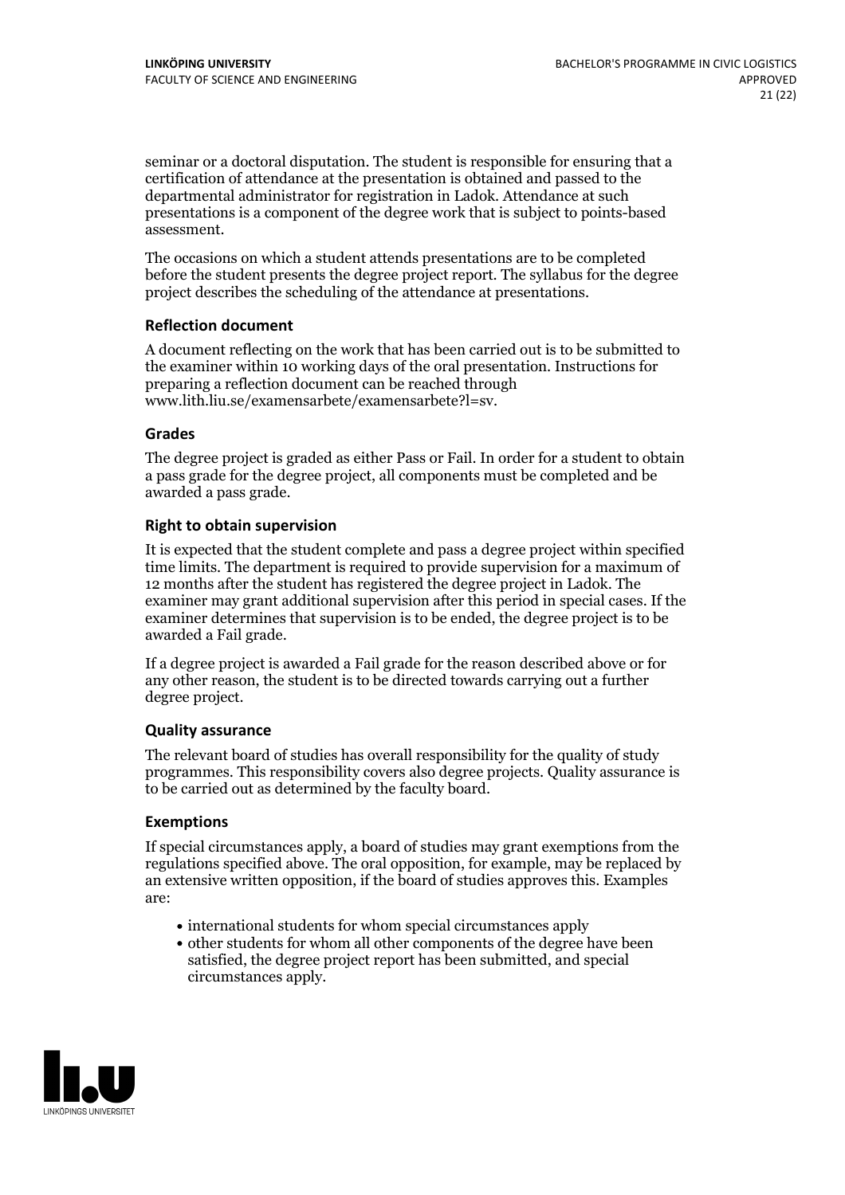seminar or a doctoral disputation. The student is responsible for ensuring that a certification of attendance at the presentation is obtained and passed to the departmental administrator for registration in Ladok. Attendance at such presentations is a component of the degree work that is subject to points-based assessment.

The occasions on which a student attends presentations are to be completed before the student presents the degree project report. The syllabus for the degree project describes the scheduling of the attendance at presentations.

### Reflection document

A document reflecting on the work that has been carried out is to be submitted to the examiner within 10 working days of the oral presentation. Instructions for preparing a reflection document can be reached through www.lith.liu.se/examensarbete/examensarbete?l=sv.

### Grades

The degree project is graded as either Pass or Fail. In order for a student to obtain a pass grade for the degree project, all components must be completed and be awarded a pass grade.

### Right to obtain supervision

It is expected that the student complete and pass a degree project within specified time limits. The department is required to provide supervision for a maximum of 12 months after the student has registered the degree project in Ladok. The examiner may grant additional supervision after this period in special cases. If the examiner determines that supervision is to be ended, the degree project is to be awarded a Fail grade.

If a degree project is awarded a Fail grade for the reason described above or for any other reason, the student is to be directed towards carrying out a further degree project.

### Quality assurance

The relevant board of studies has overall responsibility for the quality of study programmes. This responsibility covers also degree projects. Quality assurance is to be carried out as determined by the faculty board.

### Exemptions

If special circumstances apply, a board of studies may grant exemptions from the regulations specified above. The oral opposition, for example, may be replaced by an extensive written opposition, if the board of studies approves this. Examples are:

- international students for whom special circumstances apply
- other students for whom all other components of the degree have been satisfied, the degree project report has been submitted, and special circumstances apply.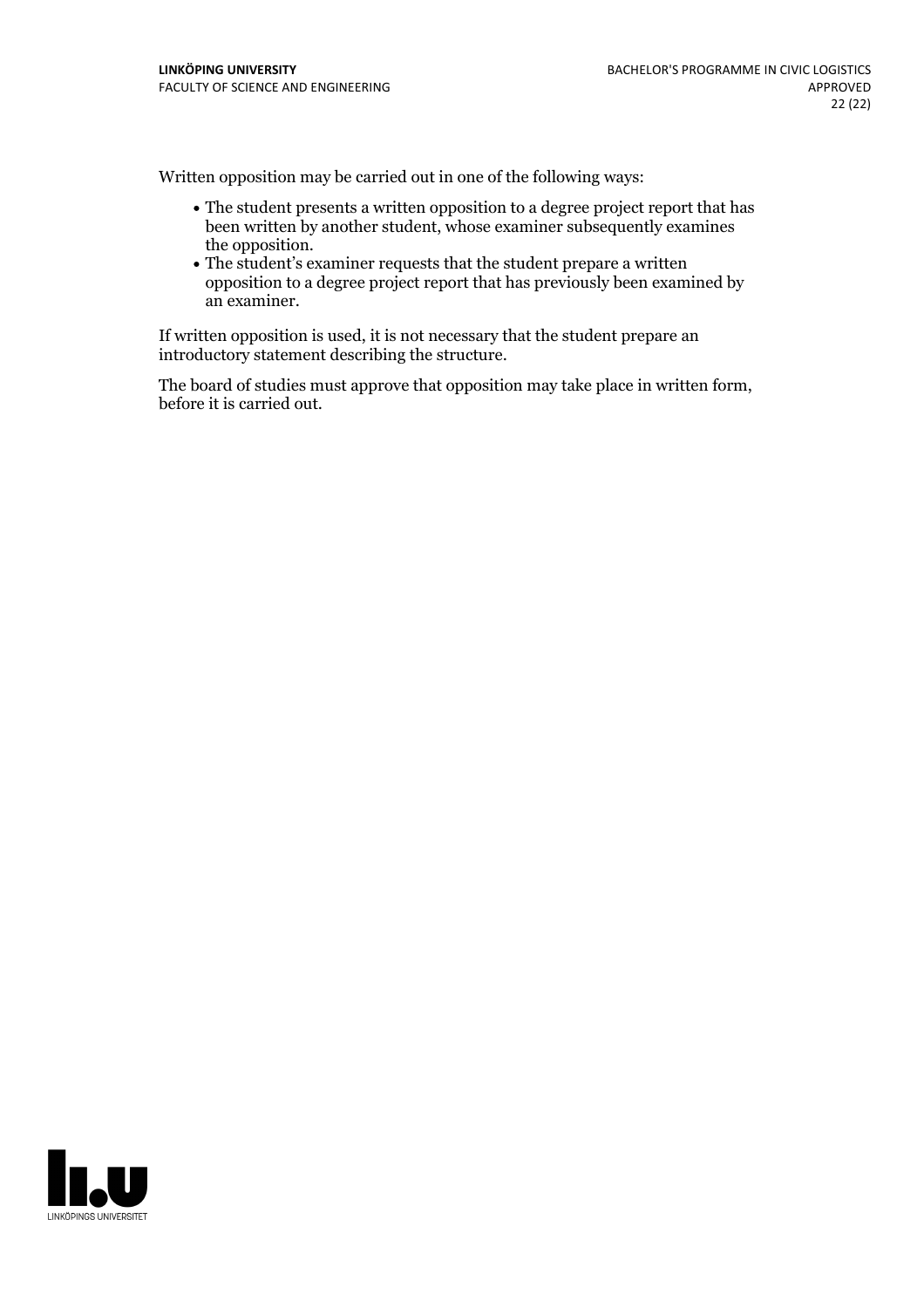Written opposition may be carried out in one of the following ways:

- The student presents a written opposition to a degree project report that has been written by another student, whose examiner subsequently examines the opposition.
- The student's examiner requests that the student prepare a written opposition to a degree project report that has previously been examined by an examiner.

If written opposition is used, it is not necessary that the student prepare an introductory statement describing the structure.

The board of studies must approve that opposition may take place in written form, before it is carried out.